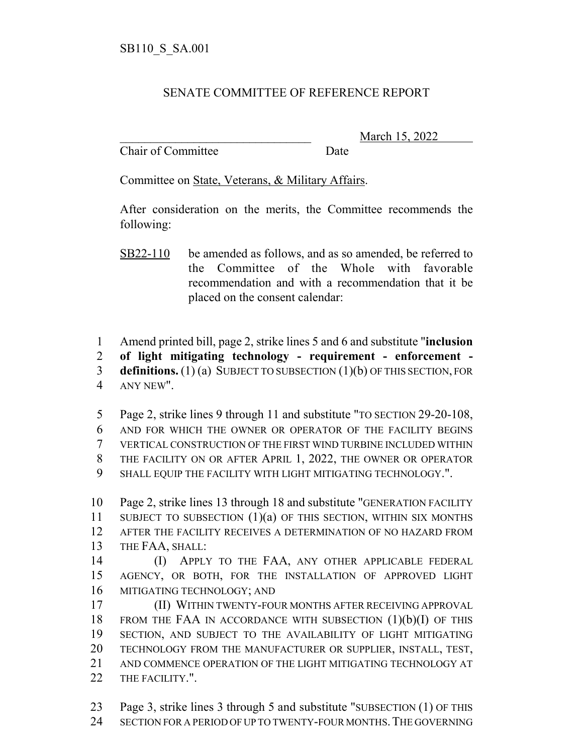SB110_S_SA.001

SENATE COMMITTEE OF REFERENCE REPORT

\_\_\_\_\_\_\_\_\_\_\_\_\_\_\_\_\_\_\_\_\_\_\_\_\_\_\_\_\_\_\_\_ March 15, 2022
Chair of Committee Date

Committee on State, Veterans, & Military Affairs.

After consideration on the merits, the Committee recommends the following:

SB22-110 be amended as follows, and as so amended, be referred to the Committee of the Whole with favorable recommendation and with a recommendation that it be placed on the consent calendar:

1 Amend printed bill, page 2, strike lines 5 and 6 and substitute "**inclusion**
2 **of light mitigating technology - requirement - enforcement -**
3 **definitions.** (1) (a) SUBJECT TO SUBSECTION (1)(b) OF THIS SECTION, FOR
4 ANY NEW".

5 Page 2, strike lines 9 through 11 and substitute "TO SECTION 29-20-108,
6 AND FOR WHICH THE OWNER OR OPERATOR OF THE FACILITY BEGINS
7 VERTICAL CONSTRUCTION OF THE FIRST WIND TURBINE INCLUDED WITHIN
8 THE FACILITY ON OR AFTER APRIL 1, 2022, THE OWNER OR OPERATOR
9 SHALL EQUIP THE FACILITY WITH LIGHT MITIGATING TECHNOLOGY.".

10 Page 2, strike lines 13 through 18 and substitute "GENERATION FACILITY
11 SUBJECT TO SUBSECTION (1)(a) OF THIS SECTION, WITHIN SIX MONTHS
12 AFTER THE FACILITY RECEIVES A DETERMINATION OF NO HAZARD FROM
13 THE FAA, SHALL:
14 (I) APPLY TO THE FAA, ANY OTHER APPLICABLE FEDERAL
15 AGENCY, OR BOTH, FOR THE INSTALLATION OF APPROVED LIGHT
16 MITIGATING TECHNOLOGY; AND
17 (II) WITHIN TWENTY-FOUR MONTHS AFTER RECEIVING APPROVAL
18 FROM THE FAA IN ACCORDANCE WITH SUBSECTION (1)(b)(I) OF THIS
19 SECTION, AND SUBJECT TO THE AVAILABILITY OF LIGHT MITIGATING
20 TECHNOLOGY FROM THE MANUFACTURER OR SUPPLIER, INSTALL, TEST,
21 AND COMMENCE OPERATION OF THE LIGHT MITIGATING TECHNOLOGY AT
22 THE FACILITY.".

23 Page 3, strike lines 3 through 5 and substitute "SUBSECTION (1) OF THIS
24 SECTION FOR A PERIOD OF UP TO TWENTY-FOUR MONTHS. THE GOVERNING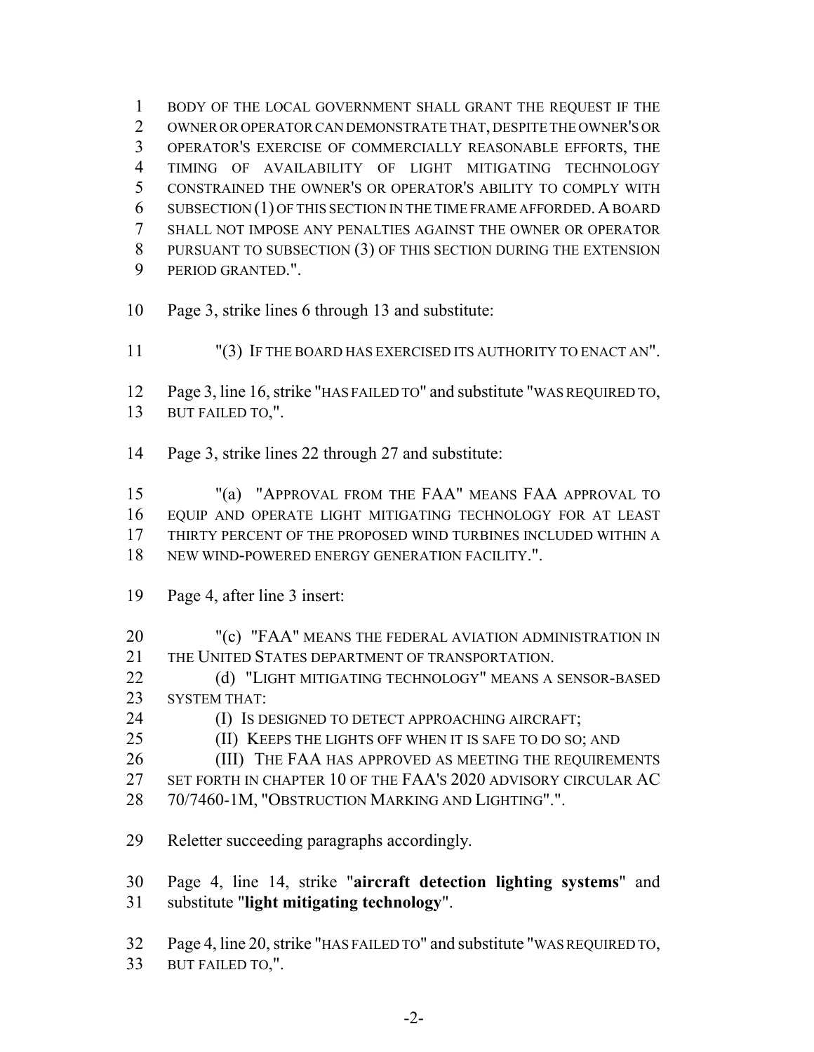BODY OF THE LOCAL GOVERNMENT SHALL GRANT THE REQUEST IF THE OWNER OR OPERATOR CAN DEMONSTRATE THAT, DESPITE THE OWNER'S OR OPERATOR'S EXERCISE OF COMMERCIALLY REASONABLE EFFORTS, THE TIMING OF AVAILABILITY OF LIGHT MITIGATING TECHNOLOGY CONSTRAINED THE OWNER'S OR OPERATOR'S ABILITY TO COMPLY WITH SUBSECTION (1) OF THIS SECTION IN THE TIME FRAME AFFORDED. A BOARD SHALL NOT IMPOSE ANY PENALTIES AGAINST THE OWNER OR OPERATOR PURSUANT TO SUBSECTION (3) OF THIS SECTION DURING THE EXTENSION PERIOD GRANTED.".

Page 3, strike lines 6 through 13 and substitute:

"(3) IF THE BOARD HAS EXERCISED ITS AUTHORITY TO ENACT AN".

Page 3, line 16, strike "HAS FAILED TO" and substitute "WAS REQUIRED TO, BUT FAILED TO,".

Page 3, strike lines 22 through 27 and substitute:

"(a) "APPROVAL FROM THE FAA" MEANS FAA APPROVAL TO EQUIP AND OPERATE LIGHT MITIGATING TECHNOLOGY FOR AT LEAST THIRTY PERCENT OF THE PROPOSED WIND TURBINES INCLUDED WITHIN A NEW WIND-POWERED ENERGY GENERATION FACILITY.".

Page 4, after line 3 insert:

"(c) "FAA" MEANS THE FEDERAL AVIATION ADMINISTRATION IN THE UNITED STATES DEPARTMENT OF TRANSPORTATION.

(d) "LIGHT MITIGATING TECHNOLOGY" MEANS A SENSOR-BASED SYSTEM THAT:

(I) IS DESIGNED TO DETECT APPROACHING AIRCRAFT;

(II) KEEPS THE LIGHTS OFF WHEN IT IS SAFE TO DO SO; AND

(III) THE FAA HAS APPROVED AS MEETING THE REQUIREMENTS SET FORTH IN CHAPTER 10 OF THE FAA'S 2020 ADVISORY CIRCULAR AC 70/7460-1M, "OBSTRUCTION MARKING AND LIGHTING".".

Reletter succeeding paragraphs accordingly.

Page 4, line 14, strike "**aircraft detection lighting systems**" and substitute "**light mitigating technology**".

Page 4, line 20, strike "HAS FAILED TO" and substitute "WAS REQUIRED TO, BUT FAILED TO,".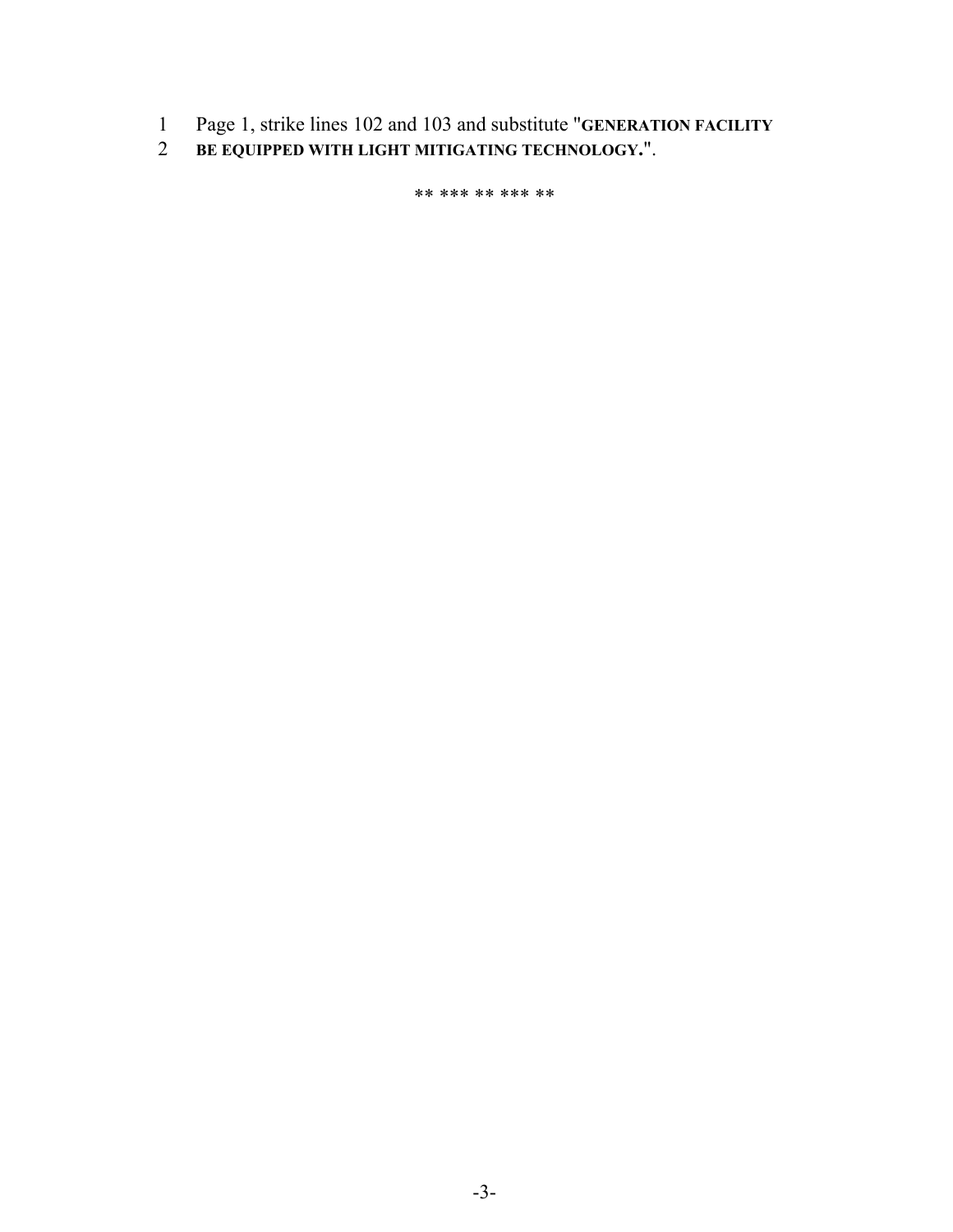Page 1, strike lines 102 and 103 and substitute "**GENERATION FACILITY BE EQUIPPED WITH LIGHT MITIGATING TECHNOLOGY.**".

** *** ** *** **